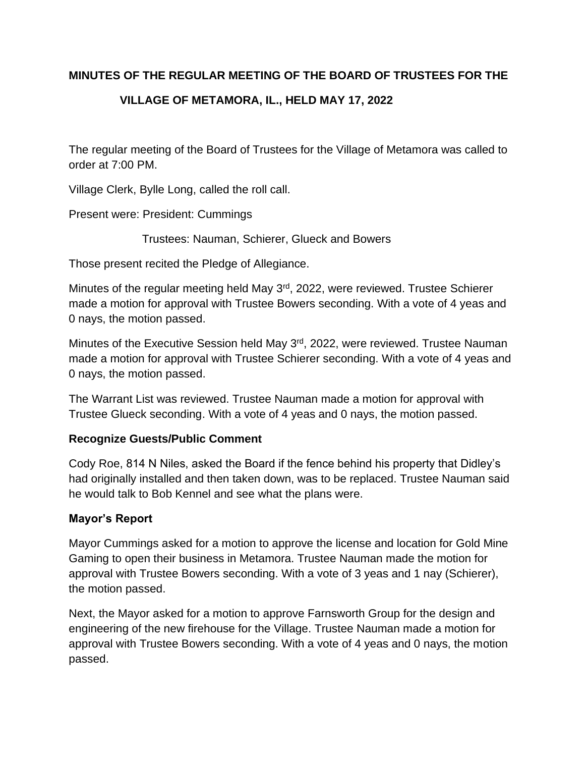**MINUTES OF THE REGULAR MEETING OF THE BOARD OF TRUSTEES FOR THE VILLAGE OF METAMORA, IL., HELD MAY 17, 2022**

The regular meeting of the Board of Trustees for the Village of Metamora was called to order at 7:00 PM.

Village Clerk, Bylle Long, called the roll call.

Present were: President: Cummings

Trustees: Nauman, Schierer, Glueck and Bowers

Those present recited the Pledge of Allegiance.

Minutes of the regular meeting held May 3rd, 2022, were reviewed. Trustee Schierer made a motion for approval with Trustee Bowers seconding. With a vote of 4 yeas and 0 nays, the motion passed.

Minutes of the Executive Session held May 3rd, 2022, were reviewed. Trustee Nauman made a motion for approval with Trustee Schierer seconding. With a vote of 4 yeas and 0 nays, the motion passed.

The Warrant List was reviewed. Trustee Nauman made a motion for approval with Trustee Glueck seconding. With a vote of 4 yeas and 0 nays, the motion passed.

**Recognize Guests/Public Comment**

Cody Roe, 814 N Niles, asked the Board if the fence behind his property that Didley's had originally installed and then taken down, was to be replaced. Trustee Nauman said he would talk to Bob Kennel and see what the plans were.

**Mayor's Report**

Mayor Cummings asked for a motion to approve the license and location for Gold Mine Gaming to open their business in Metamora. Trustee Nauman made the motion for approval with Trustee Bowers seconding. With a vote of 3 yeas and 1 nay (Schierer), the motion passed.

Next, the Mayor asked for a motion to approve Farnsworth Group for the design and engineering of the new firehouse for the Village. Trustee Nauman made a motion for approval with Trustee Bowers seconding. With a vote of 4 yeas and 0 nays, the motion passed.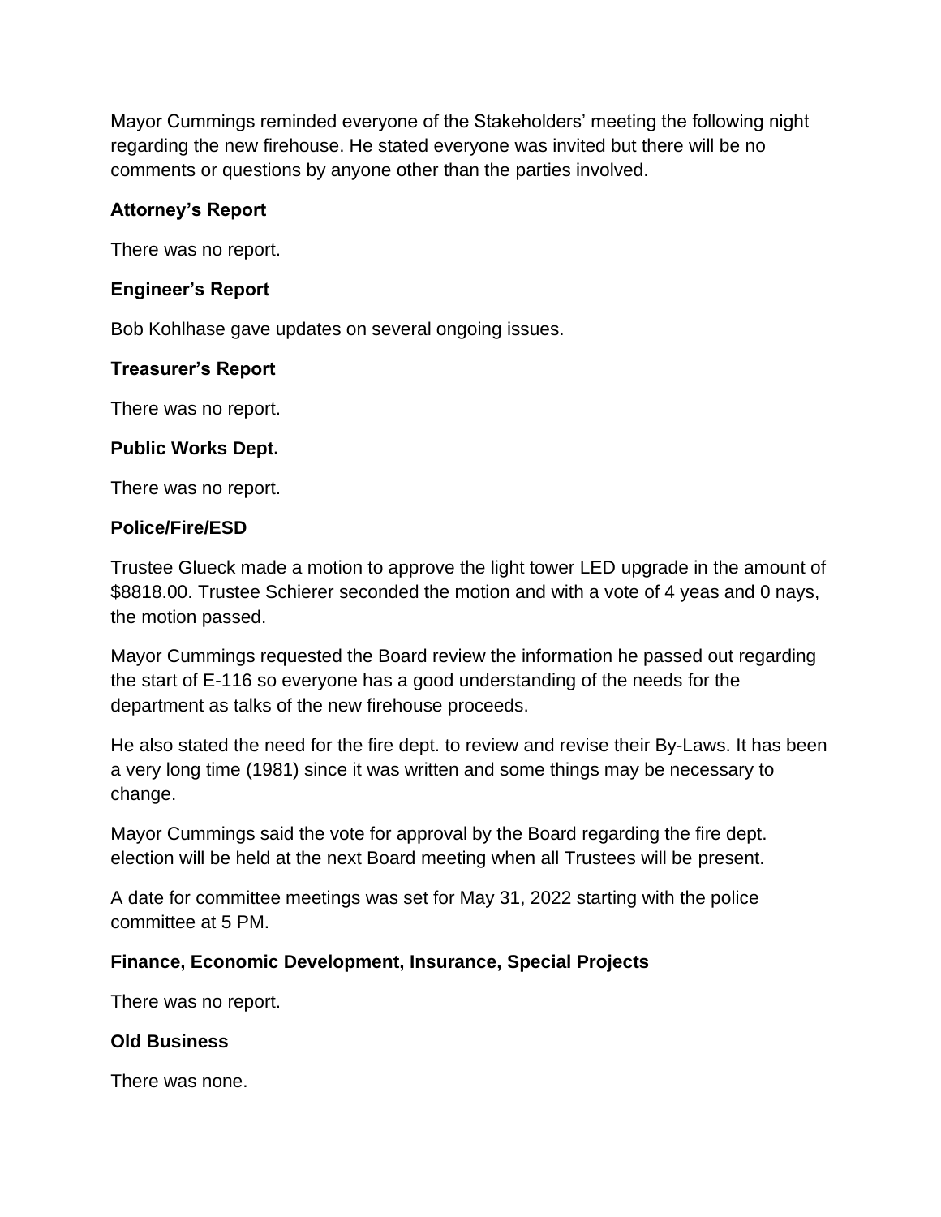Mayor Cummings reminded everyone of the Stakeholders' meeting the following night regarding the new firehouse. He stated everyone was invited but there will be no comments or questions by anyone other than the parties involved.

**Attorney's Report**

There was no report.

**Engineer's Report**

Bob Kohlhase gave updates on several ongoing issues.

**Treasurer's Report**

There was no report.

**Public Works Dept.**

There was no report.

**Police/Fire/ESD**

Trustee Glueck made a motion to approve the light tower LED upgrade in the amount of $8818.00. Trustee Schierer seconded the motion and with a vote of 4 yeas and 0 nays, the motion passed.

Mayor Cummings requested the Board review the information he passed out regarding the start of E-116 so everyone has a good understanding of the needs for the department as talks of the new firehouse proceeds.

He also stated the need for the fire dept. to review and revise their By-Laws. It has been a very long time (1981) since it was written and some things may be necessary to change.

Mayor Cummings said the vote for approval by the Board regarding the fire dept. election will be held at the next Board meeting when all Trustees will be present.

A date for committee meetings was set for May 31, 2022 starting with the police committee at 5 PM.

**Finance, Economic Development, Insurance, Special Projects**

There was no report.

**Old Business**

There was none.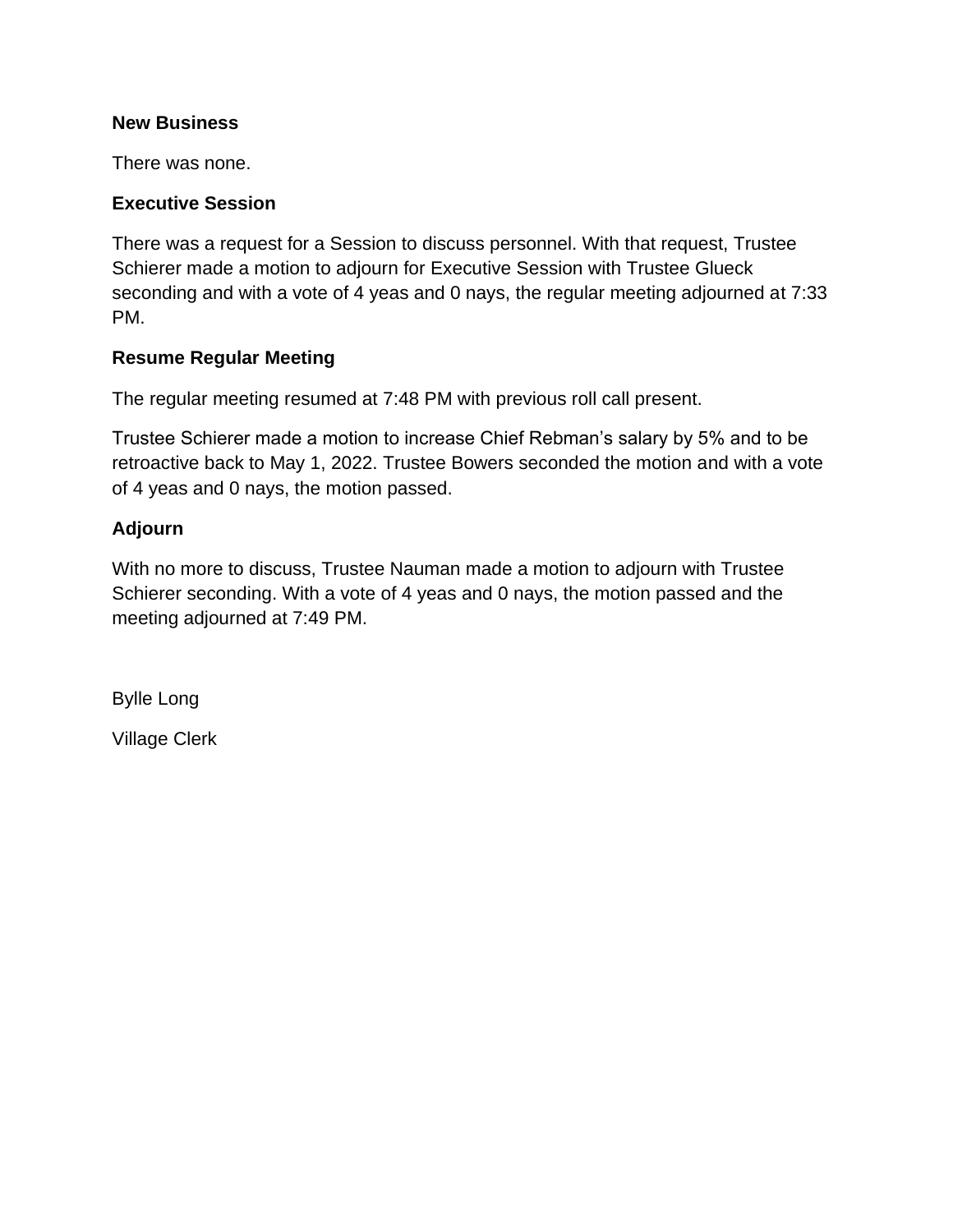**New Business**

There was none.

**Executive Session**

There was a request for a Session to discuss personnel. With that request, Trustee Schierer made a motion to adjourn for Executive Session with Trustee Glueck seconding and with a vote of 4 yeas and 0 nays, the regular meeting adjourned at 7:33 PM.

**Resume Regular Meeting**

The regular meeting resumed at 7:48 PM with previous roll call present.

Trustee Schierer made a motion to increase Chief Rebman's salary by 5% and to be retroactive back to May 1, 2022. Trustee Bowers seconded the motion and with a vote of 4 yeas and 0 nays, the motion passed.

**Adjourn**

With no more to discuss, Trustee Nauman made a motion to adjourn with Trustee Schierer seconding. With a vote of 4 yeas and 0 nays, the motion passed and the meeting adjourned at 7:49 PM.

Bylle Long

Village Clerk